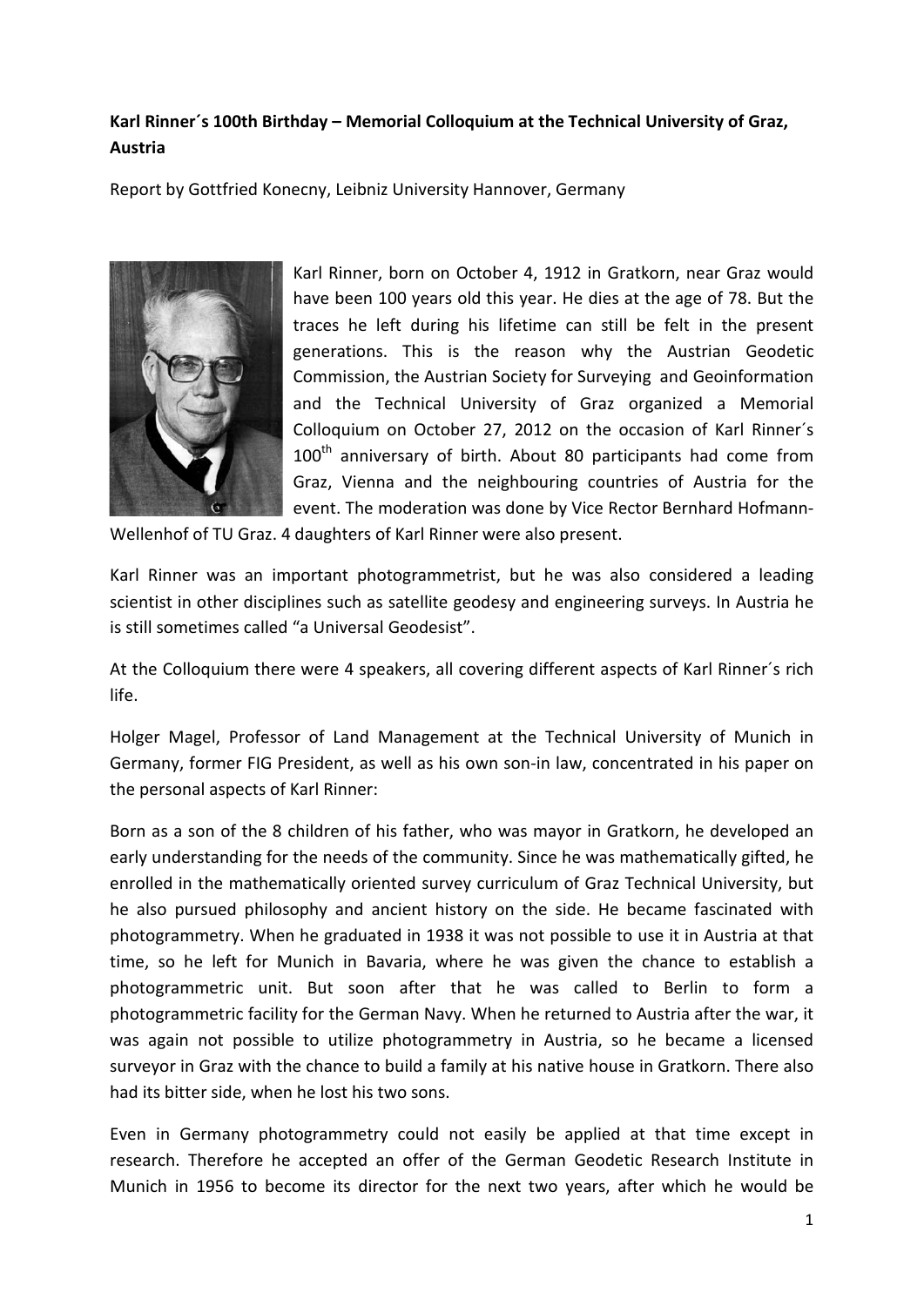**Karl Rinner´s 100th Birthday – Memorial Colloquium at the Technical University of Graz, Austria**

Report by Gottfried Konecny, Leibniz University Hannover, Germany

Karl Rinner, born on October 4, 1912 in Gratkorn, near Graz would have been 100 years old this year. He dies at the age of 78. But the traces he left during his lifetime can still be felt in the present generations. This is the reason why the Austrian Geodetic Commission, the Austrian Society for Surveying and Geoinformation and the Technical University of Graz organized a Memorial Colloquium on October 27, 2012 on the occasion of Karl Rinner´s 100th anniversary of birth. About 80 participants had come from Graz, Vienna and the neighbouring countries of Austria for the event. The moderation was done by Vice Rector Bernhard Hofmann-Wellenhof of TU Graz. 4 daughters of Karl Rinner were also present.

Karl Rinner was an important photogrammetrist, but he was also considered a leading scientist in other disciplines such as satellite geodesy and engineering surveys. In Austria he is still sometimes called "a Universal Geodesist".

At the Colloquium there were 4 speakers, all covering different aspects of Karl Rinner´s rich life.

Holger Magel, Professor of Land Management at the Technical University of Munich in Germany, former FIG President, as well as his own son-in law, concentrated in his paper on the personal aspects of Karl Rinner:

Born as a son of the 8 children of his father, who was mayor in Gratkorn, he developed an early understanding for the needs of the community. Since he was mathematically gifted, he enrolled in the mathematically oriented survey curriculum of Graz Technical University, but he also pursued philosophy and ancient history on the side. He became fascinated with photogrammetry. When he graduated in 1938 it was not possible to use it in Austria at that time, so he left for Munich in Bavaria, where he was given the chance to establish a photogrammetric unit. But soon after that he was called to Berlin to form a photogrammetric facility for the German Navy. When he returned to Austria after the war, it was again not possible to utilize photogrammetry in Austria, so he became a licensed surveyor in Graz with the chance to build a family at his native house in Gratkorn. There also had its bitter side, when he lost his two sons.

Even in Germany photogrammetry could not easily be applied at that time except in research. Therefore he accepted an offer of the German Geodetic Research Institute in Munich in 1956 to become its director for the next two years, after which he would be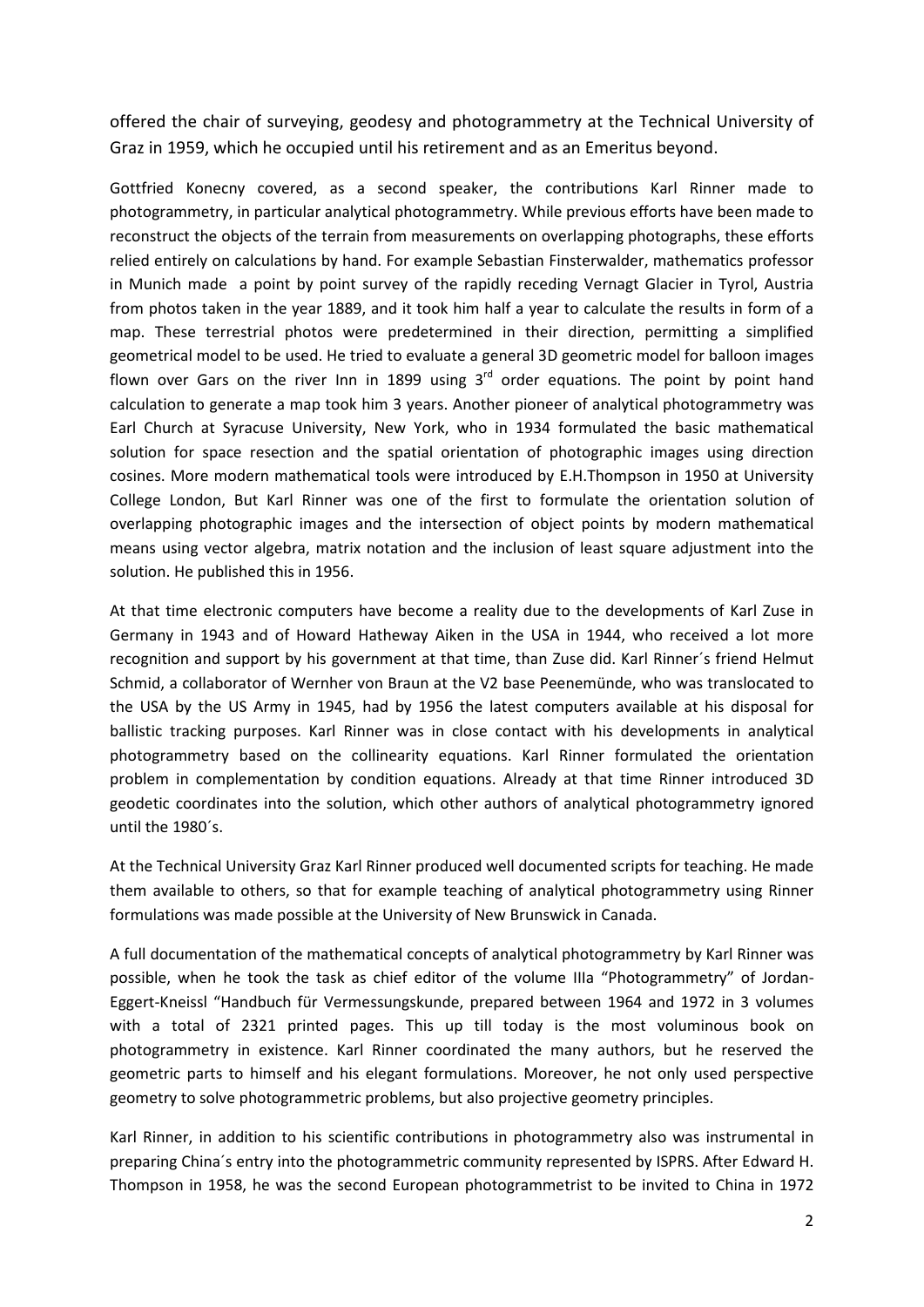offered the chair of surveying, geodesy and photogrammetry at the Technical University of Graz in 1959, which he occupied until his retirement and as an Emeritus beyond.

Gottfried Konecny covered, as a second speaker, the contributions Karl Rinner made to photogrammetry, in particular analytical photogrammetry. While previous efforts have been made to reconstruct the objects of the terrain from measurements on overlapping photographs, these efforts relied entirely on calculations by hand. For example Sebastian Finsterwalder, mathematics professor in Munich made a point by point survey of the rapidly receding Vernagt Glacier in Tyrol, Austria from photos taken in the year 1889, and it took him half a year to calculate the results in form of a map. These terrestrial photos were predetermined in their direction, permitting a simplified geometrical model to be used. He tried to evaluate a general 3D geometric model for balloon images flown over Gars on the river Inn in 1899 using 3rd order equations. The point by point hand calculation to generate a map took him 3 years. Another pioneer of analytical photogrammetry was Earl Church at Syracuse University, New York, who in 1934 formulated the basic mathematical solution for space resection and the spatial orientation of photographic images using direction cosines. More modern mathematical tools were introduced by E.H.Thompson in 1950 at University College London, But Karl Rinner was one of the first to formulate the orientation solution of overlapping photographic images and the intersection of object points by modern mathematical means using vector algebra, matrix notation and the inclusion of least square adjustment into the solution. He published this in 1956.

At that time electronic computers have become a reality due to the developments of Karl Zuse in Germany in 1943 and of Howard Hatheway Aiken in the USA in 1944, who received a lot more recognition and support by his government at that time, than Zuse did. Karl Rinner´s friend Helmut Schmid, a collaborator of Wernher von Braun at the V2 base Peenemünde, who was translocated to the USA by the US Army in 1945, had by 1956 the latest computers available at his disposal for ballistic tracking purposes. Karl Rinner was in close contact with his developments in analytical photogrammetry based on the collinearity equations. Karl Rinner formulated the orientation problem in complementation by condition equations. Already at that time Rinner introduced 3D geodetic coordinates into the solution, which other authors of analytical photogrammetry ignored until the 1980´s.

At the Technical University Graz Karl Rinner produced well documented scripts for teaching. He made them available to others, so that for example teaching of analytical photogrammetry using Rinner formulations was made possible at the University of New Brunswick in Canada.

A full documentation of the mathematical concepts of analytical photogrammetry by Karl Rinner was possible, when he took the task as chief editor of the volume IIIa "Photogrammetry" of Jordan-Eggert-Kneissl "Handbuch für Vermessungskunde, prepared between 1964 and 1972 in 3 volumes with a total of 2321 printed pages. This up till today is the most voluminous book on photogrammetry in existence. Karl Rinner coordinated the many authors, but he reserved the geometric parts to himself and his elegant formulations. Moreover, he not only used perspective geometry to solve photogrammetric problems, but also projective geometry principles.

Karl Rinner, in addition to his scientific contributions in photogrammetry also was instrumental in preparing China´s entry into the photogrammetric community represented by ISPRS. After Edward H. Thompson in 1958, he was the second European photogrammetrist to be invited to China in 1972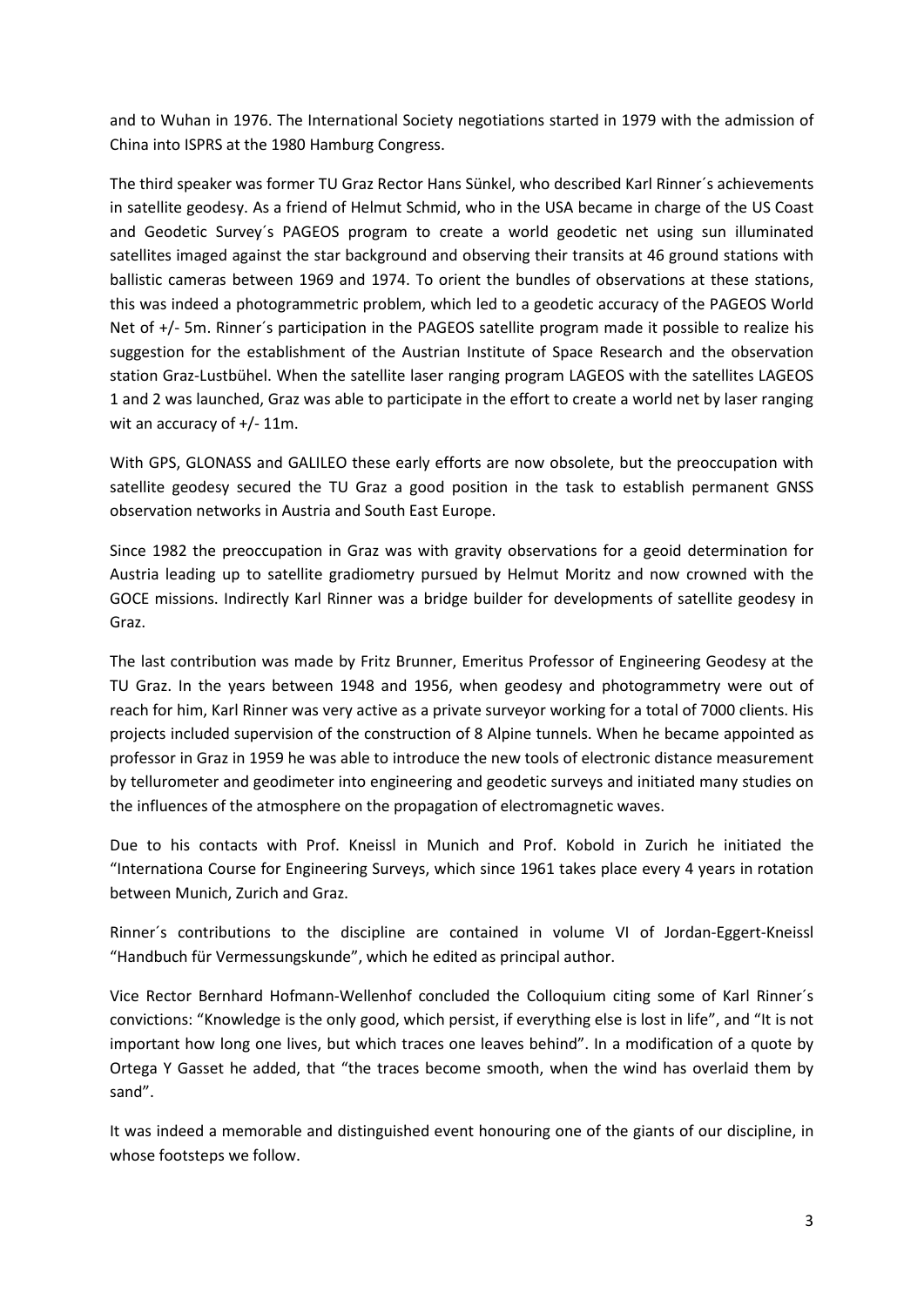and to Wuhan in 1976. The International Society negotiations started in 1979 with the admission of China into ISPRS at the 1980 Hamburg Congress.

The third speaker was former TU Graz Rector Hans Sünkel, who described Karl Rinner´s achievements in satellite geodesy. As a friend of Helmut Schmid, who in the USA became in charge of the US Coast and Geodetic Survey´s PAGEOS program to create a world geodetic net using sun illuminated satellites imaged against the star background and observing their transits at 46 ground stations with ballistic cameras between 1969 and 1974. To orient the bundles of observations at these stations, this was indeed a photogrammetric problem, which led to a geodetic accuracy of the PAGEOS World Net of +/- 5m. Rinner´s participation in the PAGEOS satellite program made it possible to realize his suggestion for the establishment of the Austrian Institute of Space Research and the observation station Graz-Lustbühel. When the satellite laser ranging program LAGEOS with the satellites LAGEOS 1 and 2 was launched, Graz was able to participate in the effort to create a world net by laser ranging wit an accuracy of +/- 11m.

With GPS, GLONASS and GALILEO these early efforts are now obsolete, but the preoccupation with satellite geodesy secured the TU Graz a good position in the task to establish permanent GNSS observation networks in Austria and South East Europe.

Since 1982 the preoccupation in Graz was with gravity observations for a geoid determination for Austria leading up to satellite gradiometry pursued by Helmut Moritz and now crowned with the GOCE missions. Indirectly Karl Rinner was a bridge builder for developments of satellite geodesy in Graz.

The last contribution was made by Fritz Brunner, Emeritus Professor of Engineering Geodesy at the TU Graz. In the years between 1948 and 1956, when geodesy and photogrammetry were out of reach for him, Karl Rinner was very active as a private surveyor working for a total of 7000 clients. His projects included supervision of the construction of 8 Alpine tunnels. When he became appointed as professor in Graz in 1959 he was able to introduce the new tools of electronic distance measurement by tellurometer and geodimeter into engineering and geodetic surveys and initiated many studies on the influences of the atmosphere on the propagation of electromagnetic waves.

Due to his contacts with Prof. Kneissl in Munich and Prof. Kobold in Zurich he initiated the "Internationa Course for Engineering Surveys, which since 1961 takes place every 4 years in rotation between Munich, Zurich and Graz.

Rinner´s contributions to the discipline are contained in volume VI of Jordan-Eggert-Kneissl "Handbuch für Vermessungskunde", which he edited as principal author.

Vice Rector Bernhard Hofmann-Wellenhof concluded the Colloquium citing some of Karl Rinner´s convictions: "Knowledge is the only good, which persist, if everything else is lost in life", and "It is not important how long one lives, but which traces one leaves behind". In a modification of a quote by Ortega Y Gasset he added, that "the traces become smooth, when the wind has overlaid them by sand".

It was indeed a memorable and distinguished event honouring one of the giants of our discipline, in whose footsteps we follow.